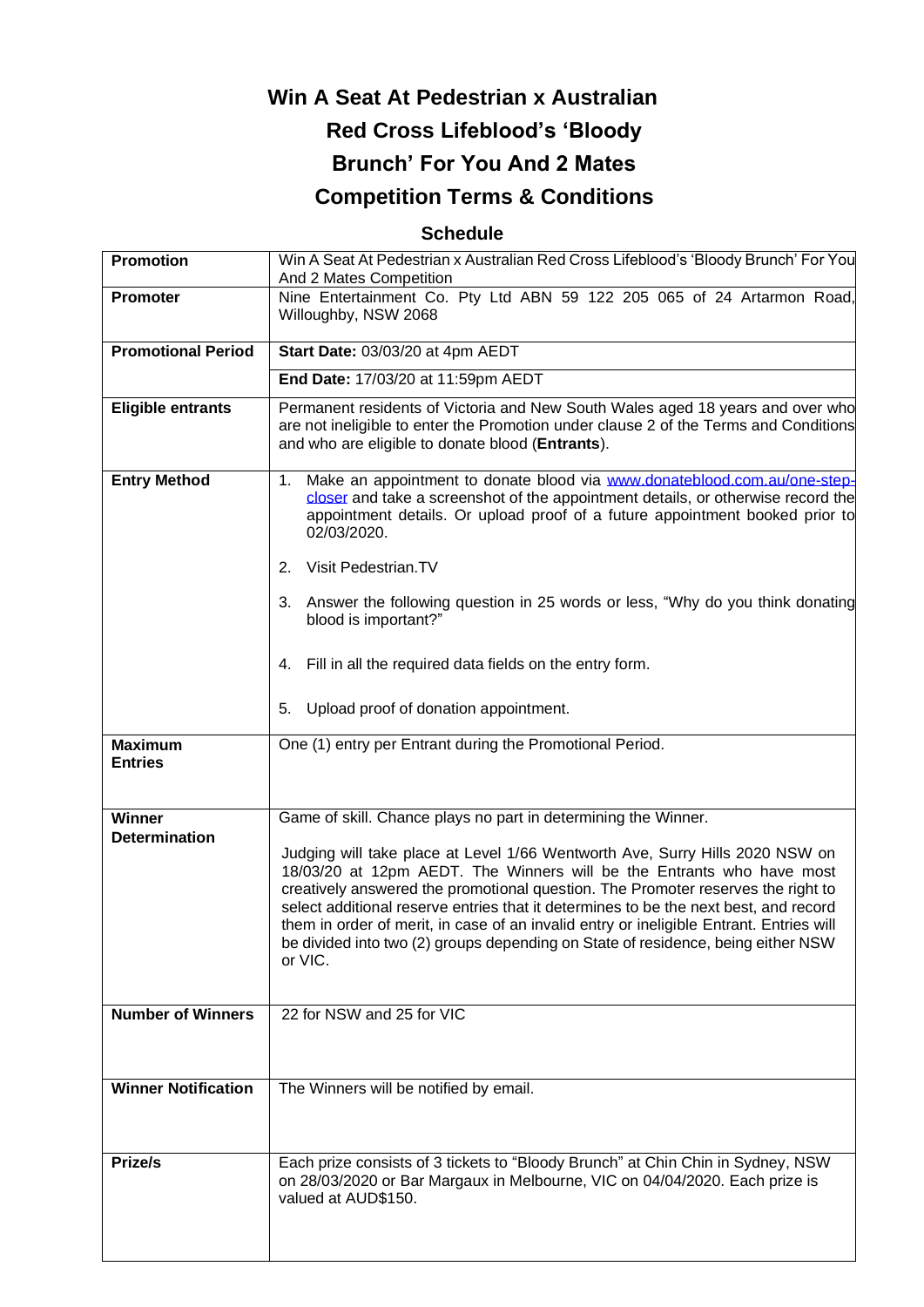# Win A Seat At Pedestrian x Australian Red Cross Lifeblood's 'Bloody Brunch' For You And 2 Mates Competition Terms & Conditions

## Schedule

| | |
|---|---|
| **Promotion** | Win A Seat At Pedestrian x Australian Red Cross Lifeblood's 'Bloody Brunch' For You And 2 Mates Competition |
| **Promoter** | Nine Entertainment Co. Pty Ltd ABN 59 122 205 065 of 24 Artarmon Road, Willoughby, NSW 2068 |
| **Promotional Period** | **Start Date:** 03/03/20 at 4pm AEDT<br>**End Date:** 17/03/20 at 11:59pm AEDT |
| **Eligible entrants** | Permanent residents of Victoria and New South Wales aged 18 years and over who are not ineligible to enter the Promotion under clause 2 of the Terms and Conditions and who are eligible to donate blood (**Entrants**). |
| **Entry Method** | 1. Make an appointment to donate blood via [www.donateblood.com.au/one-step-closer](www.donateblood.com.au/one-step-closer) and take a screenshot of the appointment details, or otherwise record the appointment details. Or upload proof of a future appointment booked prior to 02/03/2020.<br>2. Visit Pedestrian.TV<br>3. Answer the following question in 25 words or less, "Why do you think donating blood is important?"<br>4. Fill in all the required data fields on the entry form.<br>5. Upload proof of donation appointment. |
| **Maximum Entries** | One (1) entry per Entrant during the Promotional Period. |
| **Winner Determination** | Game of skill. Chance plays no part in determining the Winner.<br><br>Judging will take place at Level 1/66 Wentworth Ave, Surry Hills 2020 NSW on 18/03/20 at 12pm AEDT. The Winners will be the Entrants who have most creatively answered the promotional question. The Promoter reserves the right to select additional reserve entries that it determines to be the next best, and record them in order of merit, in case of an invalid entry or ineligible Entrant. Entries will be divided into two (2) groups depending on State of residence, being either NSW or VIC. |
| **Number of Winners** | 22 for NSW and 25 for VIC |
| **Winner Notification** | The Winners will be notified by email. |
| **Prize/s** | Each prize consists of 3 tickets to "Bloody Brunch" at Chin Chin in Sydney, NSW on 28/03/2020 or Bar Margaux in Melbourne, VIC on 04/04/2020. Each prize is valued at AUD$150. |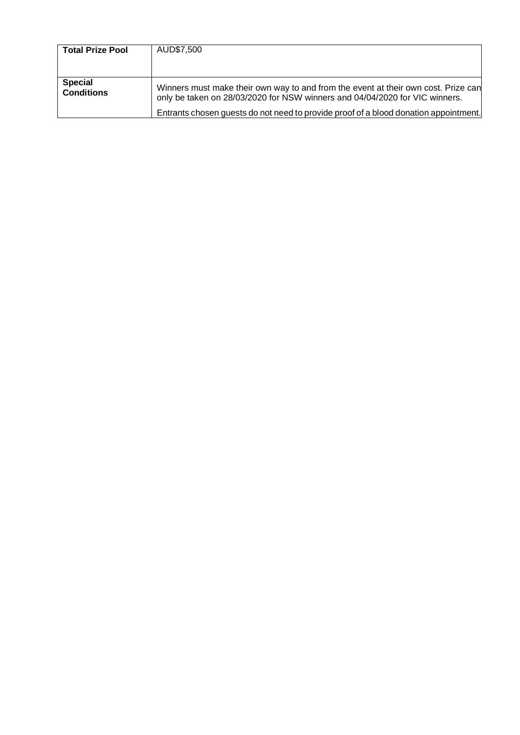| | |
|---|---|
| **Total Prize Pool** | AUD$7,500 |
| **Special Conditions** | Winners must make their own way to and from the event at their own cost. Prize can only be taken on 28/03/2020 for NSW winners and 04/04/2020 for VIC winners.<br>Entrants chosen guests do not need to provide proof of a blood donation appointment. |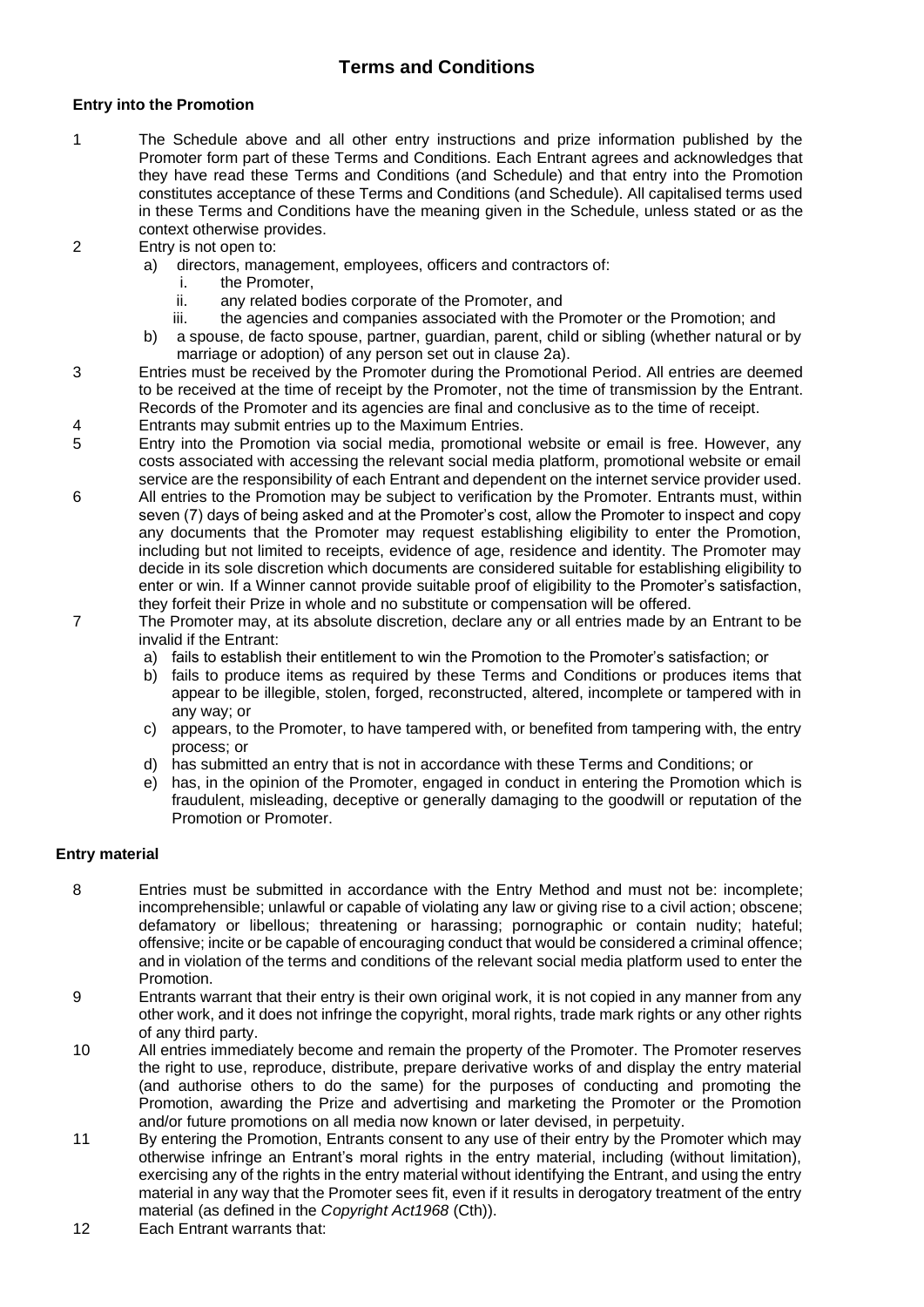# Terms and Conditions

### Entry into the Promotion

1. The Schedule above and all other entry instructions and prize information published by the Promoter form part of these Terms and Conditions. Each Entrant agrees and acknowledges that they have read these Terms and Conditions (and Schedule) and that entry into the Promotion constitutes acceptance of these Terms and Conditions (and Schedule). All capitalised terms used in these Terms and Conditions have the meaning given in the Schedule, unless stated or as the context otherwise provides.
2. Entry is not open to:
   a) directors, management, employees, officers and contractors of:
      i. the Promoter,
      ii. any related bodies corporate of the Promoter, and
      iii. the agencies and companies associated with the Promoter or the Promotion; and
   b) a spouse, de facto spouse, partner, guardian, parent, child or sibling (whether natural or by marriage or adoption) of any person set out in clause 2a).
3. Entries must be received by the Promoter during the Promotional Period. All entries are deemed to be received at the time of receipt by the Promoter, not the time of transmission by the Entrant. Records of the Promoter and its agencies are final and conclusive as to the time of receipt.
4. Entrants may submit entries up to the Maximum Entries.
5. Entry into the Promotion via social media, promotional website or email is free. However, any costs associated with accessing the relevant social media platform, promotional website or email service are the responsibility of each Entrant and dependent on the internet service provider used.
6. All entries to the Promotion may be subject to verification by the Promoter. Entrants must, within seven (7) days of being asked and at the Promoter's cost, allow the Promoter to inspect and copy any documents that the Promoter may request establishing eligibility to enter the Promotion, including but not limited to receipts, evidence of age, residence and identity. The Promoter may decide in its sole discretion which documents are considered suitable for establishing eligibility to enter or win. If a Winner cannot provide suitable proof of eligibility to the Promoter's satisfaction, they forfeit their Prize in whole and no substitute or compensation will be offered.
7. The Promoter may, at its absolute discretion, declare any or all entries made by an Entrant to be invalid if the Entrant:
   a) fails to establish their entitlement to win the Promotion to the Promoter's satisfaction; or
   b) fails to produce items as required by these Terms and Conditions or produces items that appear to be illegible, stolen, forged, reconstructed, altered, incomplete or tampered with in any way; or
   c) appears, to the Promoter, to have tampered with, or benefited from tampering with, the entry process; or
   d) has submitted an entry that is not in accordance with these Terms and Conditions; or
   e) has, in the opinion of the Promoter, engaged in conduct in entering the Promotion which is fraudulent, misleading, deceptive or generally damaging to the goodwill or reputation of the Promotion or Promoter.

### Entry material

8. Entries must be submitted in accordance with the Entry Method and must not be: incomplete; incomprehensible; unlawful or capable of violating any law or giving rise to a civil action; obscene; defamatory or libellous; threatening or harassing; pornographic or contain nudity; hateful; offensive; incite or be capable of encouraging conduct that would be considered a criminal offence; and in violation of the terms and conditions of the relevant social media platform used to enter the Promotion.
9. Entrants warrant that their entry is their own original work, it is not copied in any manner from any other work, and it does not infringe the copyright, moral rights, trade mark rights or any other rights of any third party.
10. All entries immediately become and remain the property of the Promoter. The Promoter reserves the right to use, reproduce, distribute, prepare derivative works of and display the entry material (and authorise others to do the same) for the purposes of conducting and promoting the Promotion, awarding the Prize and advertising and marketing the Promoter or the Promotion and/or future promotions on all media now known or later devised, in perpetuity.
11. By entering the Promotion, Entrants consent to any use of their entry by the Promoter which may otherwise infringe an Entrant's moral rights in the entry material, including (without limitation), exercising any of the rights in the entry material without identifying the Entrant, and using the entry material in any way that the Promoter sees fit, even if it results in derogatory treatment of the entry material (as defined in the *Copyright Act1968* (Cth)).
12. Each Entrant warrants that: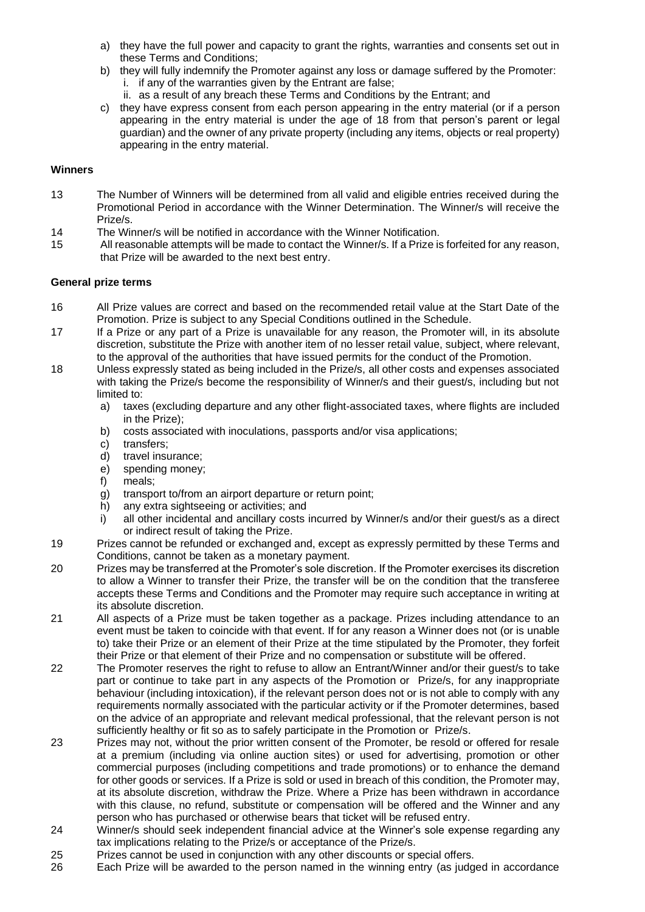a) they have the full power and capacity to grant the rights, warranties and consents set out in these Terms and Conditions;
b) they will fully indemnify the Promoter against any loss or damage suffered by the Promoter:
   i. if any of the warranties given by the Entrant are false;
   ii. as a result of any breach these Terms and Conditions by the Entrant; and
c) they have express consent from each person appearing in the entry material (or if a person appearing in the entry material is under the age of 18 from that person's parent or legal guardian) and the owner of any private property (including any items, objects or real property) appearing in the entry material.

**Winners**

13 The Number of Winners will be determined from all valid and eligible entries received during the Promotional Period in accordance with the Winner Determination. The Winner/s will receive the Prize/s.

14 The Winner/s will be notified in accordance with the Winner Notification.

15 All reasonable attempts will be made to contact the Winner/s. If a Prize is forfeited for any reason, that Prize will be awarded to the next best entry.

**General prize terms**

16 All Prize values are correct and based on the recommended retail value at the Start Date of the Promotion. Prize is subject to any Special Conditions outlined in the Schedule.

17 If a Prize or any part of a Prize is unavailable for any reason, the Promoter will, in its absolute discretion, substitute the Prize with another item of no lesser retail value, subject, where relevant, to the approval of the authorities that have issued permits for the conduct of the Promotion.

18 Unless expressly stated as being included in the Prize/s, all other costs and expenses associated with taking the Prize/s become the responsibility of Winner/s and their guest/s, including but not limited to:
a) taxes (excluding departure and any other flight-associated taxes, where flights are included in the Prize);
b) costs associated with inoculations, passports and/or visa applications;
c) transfers;
d) travel insurance;
e) spending money;
f) meals;
g) transport to/from an airport departure or return point;
h) any extra sightseeing or activities; and
i) all other incidental and ancillary costs incurred by Winner/s and/or their guest/s as a direct or indirect result of taking the Prize.

19 Prizes cannot be refunded or exchanged and, except as expressly permitted by these Terms and Conditions, cannot be taken as a monetary payment.

20 Prizes may be transferred at the Promoter's sole discretion. If the Promoter exercises its discretion to allow a Winner to transfer their Prize, the transfer will be on the condition that the transferee accepts these Terms and Conditions and the Promoter may require such acceptance in writing at its absolute discretion.

21 All aspects of a Prize must be taken together as a package. Prizes including attendance to an event must be taken to coincide with that event. If for any reason a Winner does not (or is unable to) take their Prize or an element of their Prize at the time stipulated by the Promoter, they forfeit their Prize or that element of their Prize and no compensation or substitute will be offered.

22 The Promoter reserves the right to refuse to allow an Entrant/Winner and/or their guest/s to take part or continue to take part in any aspects of the Promotion or Prize/s, for any inappropriate behaviour (including intoxication), if the relevant person does not or is not able to comply with any requirements normally associated with the particular activity or if the Promoter determines, based on the advice of an appropriate and relevant medical professional, that the relevant person is not sufficiently healthy or fit so as to safely participate in the Promotion or Prize/s.

23 Prizes may not, without the prior written consent of the Promoter, be resold or offered for resale at a premium (including via online auction sites) or used for advertising, promotion or other commercial purposes (including competitions and trade promotions) or to enhance the demand for other goods or services. If a Prize is sold or used in breach of this condition, the Promoter may, at its absolute discretion, withdraw the Prize. Where a Prize has been withdrawn in accordance with this clause, no refund, substitute or compensation will be offered and the Winner and any person who has purchased or otherwise bears that ticket will be refused entry.

24 Winner/s should seek independent financial advice at the Winner's sole expense regarding any tax implications relating to the Prize/s or acceptance of the Prize/s.

25 Prizes cannot be used in conjunction with any other discounts or special offers.

26 Each Prize will be awarded to the person named in the winning entry (as judged in accordance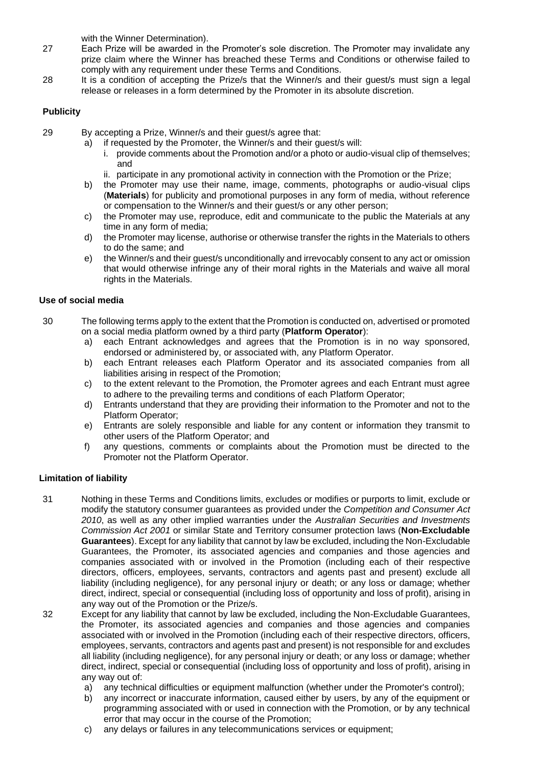with the Winner Determination).

27 Each Prize will be awarded in the Promoter's sole discretion. The Promoter may invalidate any prize claim where the Winner has breached these Terms and Conditions or otherwise failed to comply with any requirement under these Terms and Conditions.

28 It is a condition of accepting the Prize/s that the Winner/s and their guest/s must sign a legal release or releases in a form determined by the Promoter in its absolute discretion.

## Publicity

29 By accepting a Prize, Winner/s and their guest/s agree that:

a) if requested by the Promoter, the Winner/s and their guest/s will:
   i. provide comments about the Promotion and/or a photo or audio-visual clip of themselves; and
   ii. participate in any promotional activity in connection with the Promotion or the Prize;

b) the Promoter may use their name, image, comments, photographs or audio-visual clips (**Materials**) for publicity and promotional purposes in any form of media, without reference or compensation to the Winner/s and their guest/s or any other person;

c) the Promoter may use, reproduce, edit and communicate to the public the Materials at any time in any form of media;

d) the Promoter may license, authorise or otherwise transfer the rights in the Materials to others to do the same; and

e) the Winner/s and their guest/s unconditionally and irrevocably consent to any act or omission that would otherwise infringe any of their moral rights in the Materials and waive all moral rights in the Materials.

## Use of social media

30 The following terms apply to the extent that the Promotion is conducted on, advertised or promoted on a social media platform owned by a third party (**Platform Operator**):

a) each Entrant acknowledges and agrees that the Promotion is in no way sponsored, endorsed or administered by, or associated with, any Platform Operator.

b) each Entrant releases each Platform Operator and its associated companies from all liabilities arising in respect of the Promotion;

c) to the extent relevant to the Promotion, the Promoter agrees and each Entrant must agree to adhere to the prevailing terms and conditions of each Platform Operator;

d) Entrants understand that they are providing their information to the Promoter and not to the Platform Operator;

e) Entrants are solely responsible and liable for any content or information they transmit to other users of the Platform Operator; and

f) any questions, comments or complaints about the Promotion must be directed to the Promoter not the Platform Operator.

## Limitation of liability

31 Nothing in these Terms and Conditions limits, excludes or modifies or purports to limit, exclude or modify the statutory consumer guarantees as provided under the *Competition and Consumer Act 2010*, as well as any other implied warranties under the *Australian Securities and Investments Commission Act 2001* or similar State and Territory consumer protection laws (**Non-Excludable Guarantees**). Except for any liability that cannot by law be excluded, including the Non-Excludable Guarantees, the Promoter, its associated agencies and companies and those agencies and companies associated with or involved in the Promotion (including each of their respective directors, officers, employees, servants, contractors and agents past and present) exclude all liability (including negligence), for any personal injury or death; or any loss or damage; whether direct, indirect, special or consequential (including loss of opportunity and loss of profit), arising in any way out of the Promotion or the Prize/s.

32 Except for any liability that cannot by law be excluded, including the Non-Excludable Guarantees, the Promoter, its associated agencies and companies and those agencies and companies associated with or involved in the Promotion (including each of their respective directors, officers, employees, servants, contractors and agents past and present) is not responsible for and excludes all liability (including negligence), for any personal injury or death; or any loss or damage; whether direct, indirect, special or consequential (including loss of opportunity and loss of profit), arising in any way out of:

a) any technical difficulties or equipment malfunction (whether under the Promoter's control);

b) any incorrect or inaccurate information, caused either by users, by any of the equipment or programming associated with or used in connection with the Promotion, or by any technical error that may occur in the course of the Promotion;

c) any delays or failures in any telecommunications services or equipment;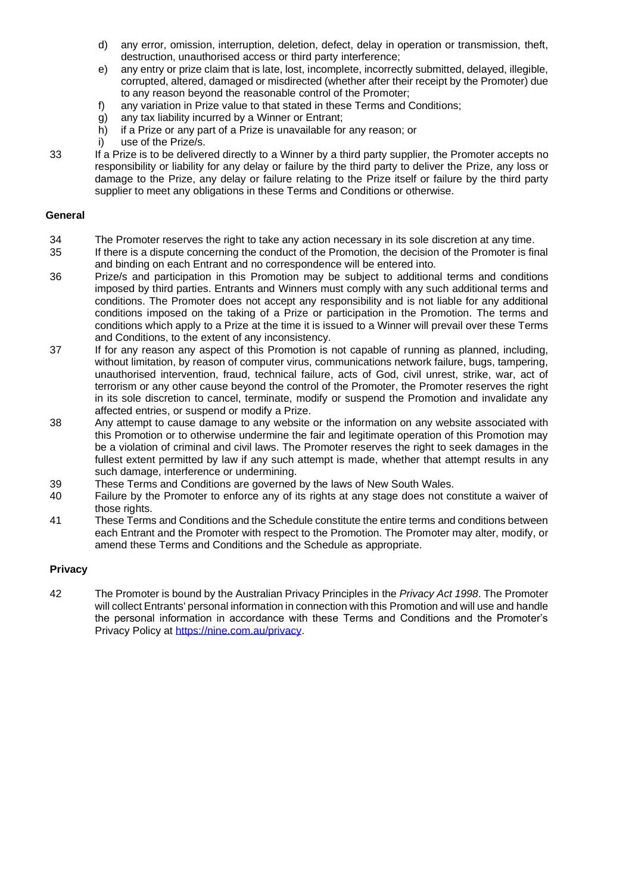d) any error, omission, interruption, deletion, defect, delay in operation or transmission, theft, destruction, unauthorised access or third party interference;
e) any entry or prize claim that is late, lost, incomplete, incorrectly submitted, delayed, illegible, corrupted, altered, damaged or misdirected (whether after their receipt by the Promoter) due to any reason beyond the reasonable control of the Promoter;
f) any variation in Prize value to that stated in these Terms and Conditions;
g) any tax liability incurred by a Winner or Entrant;
h) if a Prize or any part of a Prize is unavailable for any reason; or
i) use of the Prize/s.

33 If a Prize is to be delivered directly to a Winner by a third party supplier, the Promoter accepts no responsibility or liability for any delay or failure by the third party to deliver the Prize, any loss or damage to the Prize, any delay or failure relating to the Prize itself or failure by the third party supplier to meet any obligations in these Terms and Conditions or otherwise.

**General**

34 The Promoter reserves the right to take any action necessary in its sole discretion at any time.

35 If there is a dispute concerning the conduct of the Promotion, the decision of the Promoter is final and binding on each Entrant and no correspondence will be entered into.

36 Prize/s and participation in this Promotion may be subject to additional terms and conditions imposed by third parties. Entrants and Winners must comply with any such additional terms and conditions. The Promoter does not accept any responsibility and is not liable for any additional conditions imposed on the taking of a Prize or participation in the Promotion. The terms and conditions which apply to a Prize at the time it is issued to a Winner will prevail over these Terms and Conditions, to the extent of any inconsistency.

37 If for any reason any aspect of this Promotion is not capable of running as planned, including, without limitation, by reason of computer virus, communications network failure, bugs, tampering, unauthorised intervention, fraud, technical failure, acts of God, civil unrest, strike, war, act of terrorism or any other cause beyond the control of the Promoter, the Promoter reserves the right in its sole discretion to cancel, terminate, modify or suspend the Promotion and invalidate any affected entries, or suspend or modify a Prize.

38 Any attempt to cause damage to any website or the information on any website associated with this Promotion or to otherwise undermine the fair and legitimate operation of this Promotion may be a violation of criminal and civil laws. The Promoter reserves the right to seek damages in the fullest extent permitted by law if any such attempt is made, whether that attempt results in any such damage, interference or undermining.

39 These Terms and Conditions are governed by the laws of New South Wales.

40 Failure by the Promoter to enforce any of its rights at any stage does not constitute a waiver of those rights.

41 These Terms and Conditions and the Schedule constitute the entire terms and conditions between each Entrant and the Promoter with respect to the Promotion. The Promoter may alter, modify, or amend these Terms and Conditions and the Schedule as appropriate.

**Privacy**

42 The Promoter is bound by the Australian Privacy Principles in the *Privacy Act 1998*. The Promoter will collect Entrants' personal information in connection with this Promotion and will use and handle the personal information in accordance with these Terms and Conditions and the Promoter's Privacy Policy at https://nine.com.au/privacy.